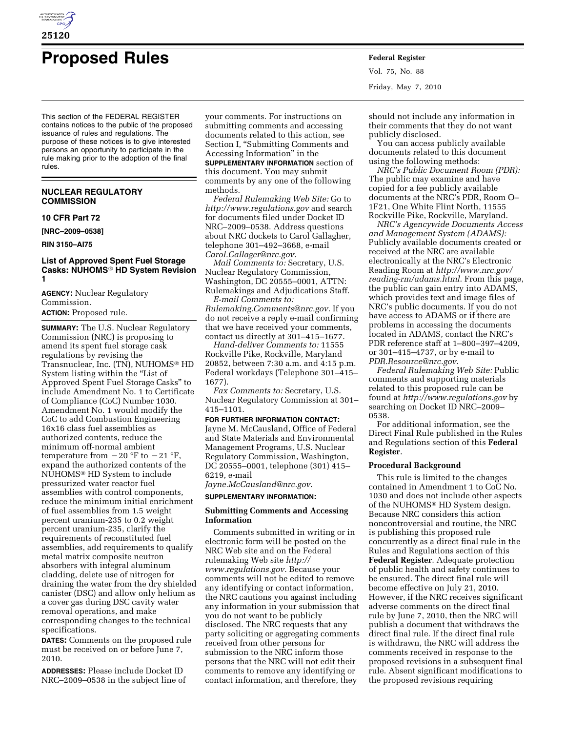# Proposed Rules

This section of the FEDERAL REGISTER contains notices to the public of the proposed issuance of rules and regulations. The purpose of these notices is to give interested persons an opportunity to participate in the rule making prior to the adoption of the final rules.

## NUCLEAR REGULATORY COMMISSION

### 10 CFR Part 72

**[NRC–2009–0538]**

**RIN 3150–AI75**

### List of Approved Spent Fuel Storage Casks: NUHOMS® HD System Revision 1

**AGENCY:** Nuclear Regulatory Commission.

**ACTION:** Proposed rule.

**SUMMARY:** The U.S. Nuclear Regulatory Commission (NRC) is proposing to amend its spent fuel storage cask regulations by revising the Transnuclear, Inc. (TN), NUHOMS® HD System listing within the "List of Approved Spent Fuel Storage Casks" to include Amendment No. 1 to Certificate of Compliance (CoC) Number 1030. Amendment No. 1 would modify the CoC to add Combustion Engineering 16x16 class fuel assemblies as authorized contents, reduce the minimum off-normal ambient temperature from −20 °F to −21 °F, expand the authorized contents of the NUHOMS® HD System to include pressurized water reactor fuel assemblies with control components, reduce the minimum initial enrichment of fuel assemblies from 1.5 weight percent uranium-235 to 0.2 weight percent uranium-235, clarify the requirements of reconstituted fuel assemblies, add requirements to qualify metal matrix composite neutron absorbers with integral aluminum cladding, delete use of nitrogen for draining the water from the dry shielded canister (DSC) and allow only helium as a cover gas during DSC cavity water removal operations, and make corresponding changes to the technical specifications.

**DATES:** Comments on the proposed rule must be received on or before June 7, 2010.

**ADDRESSES:** Please include Docket ID NRC–2009–0538 in the subject line of your comments. For instructions on submitting comments and accessing documents related to this action, see Section I, "Submitting Comments and Accessing Information" in the **SUPPLEMENTARY INFORMATION** section of this document. You may submit comments by any one of the following methods.

*Federal Rulemaking Web Site:* Go to *http://www.regulations.gov* and search for documents filed under Docket ID NRC–2009–0538. Address questions about NRC dockets to Carol Gallagher, telephone 301–492–3668, e-mail *Carol.Gallager@nrc.gov.*

*Mail Comments to:* Secretary, U.S. Nuclear Regulatory Commission, Washington, DC 20555–0001, ATTN: Rulemakings and Adjudications Staff.

*E-mail Comments to: Rulemaking.Comments@nrc.gov.* If you do not receive a reply e-mail confirming that we have received your comments, contact us directly at 301–415–1677.

*Hand-deliver Comments to:* 11555 Rockville Pike, Rockville, Maryland 20852, between 7:30 a.m. and 4:15 p.m. Federal workdays (Telephone 301–415–1677).

*Fax Comments to:* Secretary, U.S. Nuclear Regulatory Commission at 301–415–1101.

**FOR FURTHER INFORMATION CONTACT:** Jayne M. McCausland, Office of Federal and State Materials and Environmental Management Programs, U.S. Nuclear Regulatory Commission, Washington, DC 20555–0001, telephone (301) 415–6219, e-mail *Jayne.McCausland@nrc.gov*.

**SUPPLEMENTARY INFORMATION:**

#### Submitting Comments and Accessing Information

Comments submitted in writing or in electronic form will be posted on the NRC Web site and on the Federal rulemaking Web site *http://www.regulations.gov.* Because your comments will not be edited to remove any identifying or contact information, the NRC cautions you against including any information in your submission that you do not want to be publicly disclosed. The NRC requests that any party soliciting or aggregating comments received from other persons for submission to the NRC inform those persons that the NRC will not edit their comments to remove any identifying or contact information, and therefore, they should not include any information in their comments that they do not want publicly disclosed.

You can access publicly available documents related to this document using the following methods:

*NRC's Public Document Room (PDR):* The public may examine and have copied for a fee publicly available documents at the NRC's PDR, Room O–1F21, One White Flint North, 11555 Rockville Pike, Rockville, Maryland.

*NRC's Agencywide Documents Access and Management System (ADAMS):* Publicly available documents created or received at the NRC are available electronically at the NRC's Electronic Reading Room at *http://www.nrc.gov/reading-rm/adams.html.* From this page, the public can gain entry into ADAMS, which provides text and image files of NRC's public documents. If you do not have access to ADAMS or if there are problems in accessing the documents located in ADAMS, contact the NRC's PDR reference staff at 1–800–397–4209, or 301–415–4737, or by e-mail to *PDR.Resource@nrc.gov*.

*Federal Rulemaking Web Site:* Public comments and supporting materials related to this proposed rule can be found at *http://www.regulations.gov* by searching on Docket ID NRC–2009–0538.

For additional information, see the Direct Final Rule published in the Rules and Regulations section of this **Federal Register**.

#### Procedural Background

This rule is limited to the changes contained in Amendment 1 to CoC No. 1030 and does not include other aspects of the NUHOMS® HD System design. Because NRC considers this action noncontroversial and routine, the NRC is publishing this proposed rule concurrently as a direct final rule in the Rules and Regulations section of this **Federal Register**. Adequate protection of public health and safety continues to be ensured. The direct final rule will become effective on July 21, 2010. However, if the NRC receives significant adverse comments on the direct final rule by June 7, 2010, then the NRC will publish a document that withdraws the direct final rule. If the direct final rule is withdrawn, the NRC will address the comments received in response to the proposed revisions in a subsequent final rule. Absent significant modifications to the proposed revisions requiring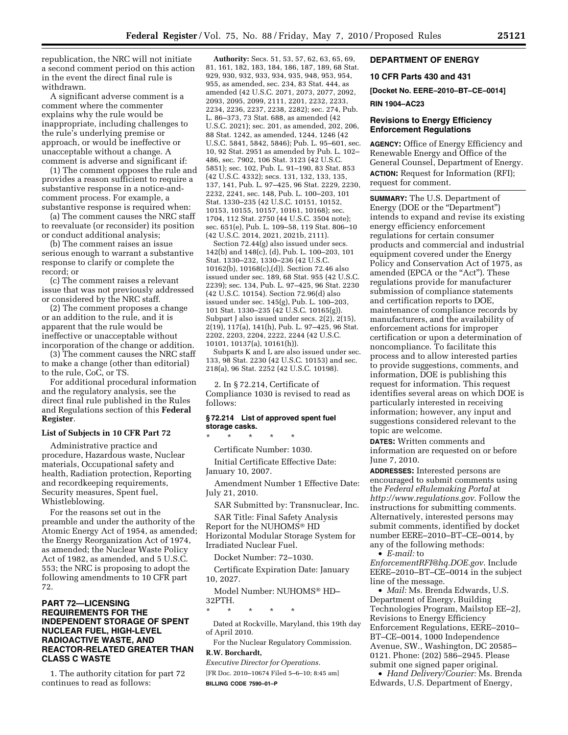republication, the NRC will not initiate a second comment period on this action in the event the direct final rule is withdrawn.

A significant adverse comment is a comment where the commenter explains why the rule would be inappropriate, including challenges to the rule's underlying premise or approach, or would be ineffective or unacceptable without a change. A comment is adverse and significant if:

(1) The comment opposes the rule and provides a reason sufficient to require a substantive response in a notice-and-comment process. For example, a substantive response is required when:

(a) The comment causes the NRC staff to reevaluate (or reconsider) its position or conduct additional analysis;

(b) The comment raises an issue serious enough to warrant a substantive response to clarify or complete the record; or

(c) The comment raises a relevant issue that was not previously addressed or considered by the NRC staff.

(2) The comment proposes a change or an addition to the rule, and it is apparent that the rule would be ineffective or unacceptable without incorporation of the change or addition.

(3) The comment causes the NRC staff to make a change (other than editorial) to the rule, CoC, or TS.

For additional procedural information and the regulatory analysis, see the direct final rule published in the Rules and Regulations section of this **Federal Register**.

### List of Subjects in 10 CFR Part 72

Administrative practice and procedure, Hazardous waste, Nuclear materials, Occupational safety and health, Radiation protection, Reporting and recordkeeping requirements, Security measures, Spent fuel, Whistleblowing.

For the reasons set out in the preamble and under the authority of the Atomic Energy Act of 1954, as amended; the Energy Reorganization Act of 1974, as amended; the Nuclear Waste Policy Act of 1982, as amended, and 5 U.S.C. 553; the NRC is proposing to adopt the following amendments to 10 CFR part 72.

## PART 72—LICENSING REQUIREMENTS FOR THE INDEPENDENT STORAGE OF SPENT NUCLEAR FUEL, HIGH-LEVEL RADIOACTIVE WASTE, AND REACTOR-RELATED GREATER THAN CLASS C WASTE

1. The authority citation for part 72 continues to read as follows:

**Authority:** Secs. 51, 53, 57, 62, 63, 65, 69, 81, 161, 182, 183, 184, 186, 187, 189, 68 Stat. 929, 930, 932, 933, 934, 935, 948, 953, 954, 955, as amended, sec. 234, 83 Stat. 444, as amended (42 U.S.C. 2071, 2073, 2077, 2092, 2093, 2095, 2099, 2111, 2201, 2232, 2233, 2234, 2236, 2237, 2238, 2282); sec. 274, Pub. L. 86–373, 73 Stat. 688, as amended (42 U.S.C. 2021); sec. 201, as amended, 202, 206, 88 Stat. 1242, as amended, 1244, 1246 (42 U.S.C. 5841, 5842, 5846); Pub. L. 95–601, sec. 10, 92 Stat. 2951 as amended by Pub. L. 102–486, sec. 7902, 106 Stat. 3123 (42 U.S.C. 5851); sec. 102, Pub. L. 91–190, 83 Stat. 853 (42 U.S.C. 4332); secs. 131, 132, 133, 135, 137, 141, Pub. L. 97–425, 96 Stat. 2229, 2230, 2232, 2241, sec. 148, Pub. L. 100–203, 101 Stat. 1330–235 (42 U.S.C. 10151, 10152, 10153, 10155, 10157, 10161, 10168); sec. 1704, 112 Stat. 2750 (44 U.S.C. 3504 note); sec. 651(e), Pub. L. 109–58, 119 Stat. 806–10 (42 U.S.C. 2014, 2021, 2021b, 2111).

Section 72.44(g) also issued under secs. 142(b) and 148(c), (d), Pub. L. 100–203, 101 Stat. 1330–232, 1330–236 (42 U.S.C. 10162(b), 10168(c),(d)). Section 72.46 also issued under sec. 189, 68 Stat. 955 (42 U.S.C. 2239); sec. 134, Pub. L. 97–425, 96 Stat. 2230 (42 U.S.C. 10154). Section 72.96(d) also issued under sec. 145(g), Pub. L. 100–203, 101 Stat. 1330–235 (42 U.S.C. 10165(g)). Subpart J also issued under secs. 2(2), 2(15), 2(19), 117(a), 141(h), Pub. L. 97–425, 96 Stat. 2202, 2203, 2204, 2222, 2244 (42 U.S.C. 10101, 10137(a), 10161(h)).

Subparts K and L are also issued under sec. 133, 98 Stat. 2230 (42 U.S.C. 10153) and sec. 218(a), 96 Stat. 2252 (42 U.S.C. 10198).

2. In § 72.214, Certificate of Compliance 1030 is revised to read as follows:

#### § 72.214 List of approved spent fuel storage casks.

\* \* \* \* \*

Certificate Number: 1030.

Initial Certificate Effective Date: January 10, 2007.

Amendment Number 1 Effective Date: July 21, 2010.

SAR Submitted by: Transnuclear, Inc.

SAR Title: Final Safety Analysis Report for the NUHOMS® HD Horizontal Modular Storage System for Irradiated Nuclear Fuel.

Docket Number: 72–1030.

Certificate Expiration Date: January 10, 2027.

Model Number: NUHOMS® HD–32PTH.

\* \* \* \* \*

Dated at Rockville, Maryland, this 19th day of April 2010.

For the Nuclear Regulatory Commission.

**R.W. Borchardt,**

*Executive Director for Operations.*

[FR Doc. 2010–10674 Filed 5–6–10; 8:45 am]

**BILLING CODE 7590–01–P**

## DEPARTMENT OF ENERGY

### 10 CFR Parts 430 and 431

**[Docket No. EERE–2010–BT–CE–0014]**

**RIN 1904–AC23**

### Revisions to Energy Efficiency Enforcement Regulations

**AGENCY:** Office of Energy Efficiency and Renewable Energy and Office of the General Counsel, Department of Energy.

**ACTION:** Request for Information (RFI); request for comment.

**SUMMARY:** The U.S. Department of Energy (DOE or the "Department") intends to expand and revise its existing energy efficiency enforcement regulations for certain consumer products and commercial and industrial equipment covered under the Energy Policy and Conservation Act of 1975, as amended (EPCA or the "Act"). These regulations provide for manufacturer submission of compliance statements and certification reports to DOE, maintenance of compliance records by manufacturers, and the availability of enforcement actions for improper certification or upon a determination of noncompliance. To facilitate this process and to allow interested parties to provide suggestions, comments, and information, DOE is publishing this request for information. This request identifies several areas on which DOE is particularly interested in receiving information; however, any input and suggestions considered relevant to the topic are welcome.

**DATES:** Written comments and information are requested on or before June 7, 2010.

**ADDRESSES:** Interested persons are encouraged to submit comments using the *Federal eRulemaking Portal* at *http://www.regulations.gov*. Follow the instructions for submitting comments. Alternatively, interested persons may submit comments, identified by docket number EERE–2010–BT–CE–0014, by any of the following methods:

- *E-mail:* to *EnforcementRFI@hq.DOE.gov*. Include EERE–2010–BT–CE–0014 in the subject line of the message.
- *Mail:* Ms. Brenda Edwards, U.S. Department of Energy, Building Technologies Program, Mailstop EE–2J, Revisions to Energy Efficiency Enforcement Regulations, EERE–2010–BT–CE–0014, 1000 Independence Avenue, SW., Washington, DC 20585–0121. Phone: (202) 586–2945. Please submit one signed paper original.
- *Hand Delivery/Courier:* Ms. Brenda Edwards, U.S. Department of Energy,